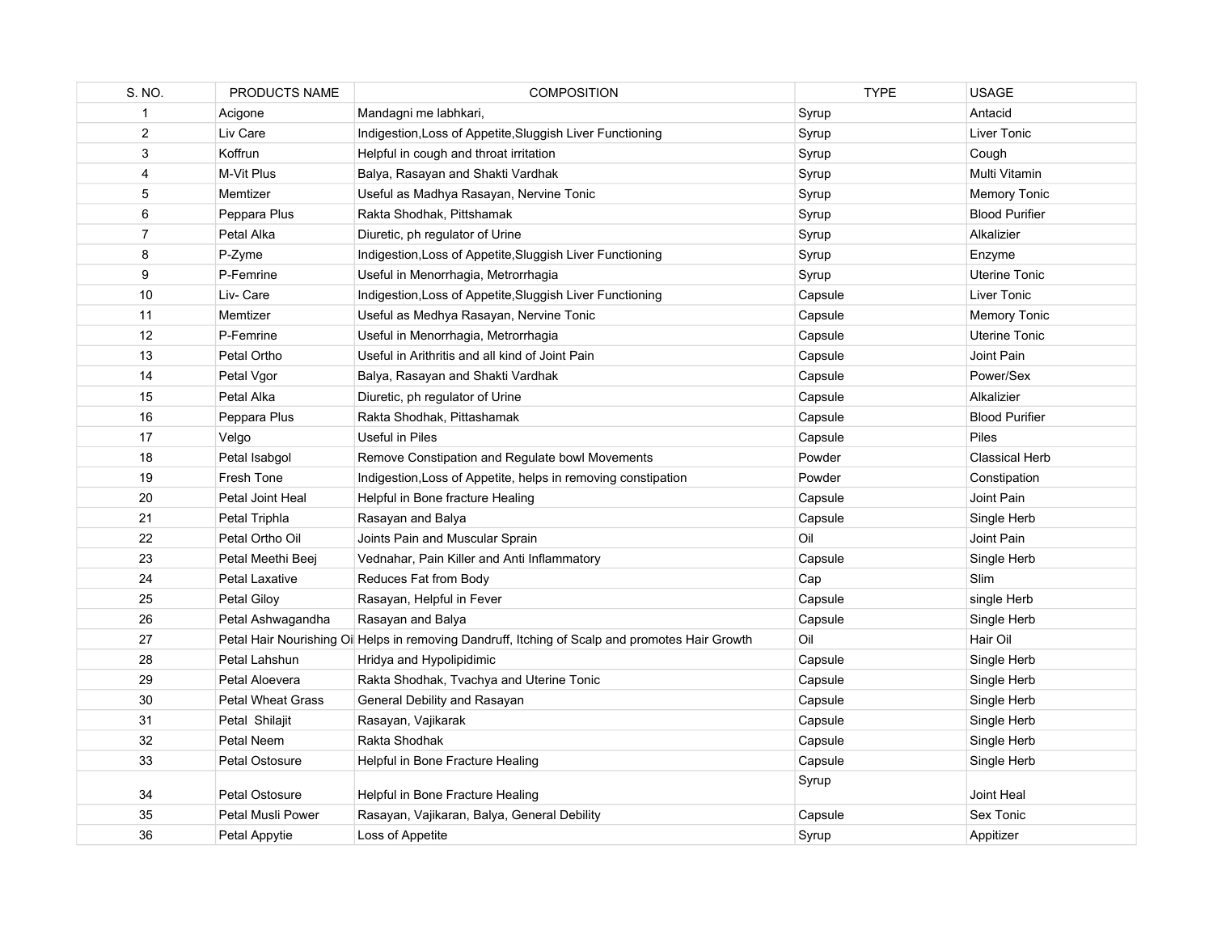| S. NO. | PRODUCTS NAME | COMPOSITION | TYPE | USAGE |
|---|---|---|---|---|
| 1 | Acigone | Mandagni me labhkari, | Syrup | Antacid |
| 2 | Liv Care | Indigestion,Loss of Appetite,Sluggish Liver Functioning | Syrup | Liver Tonic |
| 3 | Koffrun | Helpful in cough and throat irritation | Syrup | Cough |
| 4 | M-Vit Plus | Balya, Rasayan and Shakti Vardhak | Syrup | Multi Vitamin |
| 5 | Memtizer | Useful as Madhya Rasayan, Nervine Tonic | Syrup | Memory Tonic |
| 6 | Peppara Plus | Rakta Shodhak, Pittshamak | Syrup | Blood Purifier |
| 7 | Petal Alka | Diuretic, ph regulator of Urine | Syrup | Alkalizier |
| 8 | P-Zyme | Indigestion,Loss of Appetite,Sluggish Liver Functioning | Syrup | Enzyme |
| 9 | P-Femrine | Useful in Menorrhagia, Metrorrhagia | Syrup | Uterine Tonic |
| 10 | Liv- Care | Indigestion,Loss of Appetite,Sluggish Liver Functioning | Capsule | Liver Tonic |
| 11 | Memtizer | Useful as Medhya Rasayan, Nervine Tonic | Capsule | Memory Tonic |
| 12 | P-Femrine | Useful in Menorrhagia, Metrorrhagia | Capsule | Uterine Tonic |
| 13 | Petal Ortho | Useful in Arithritis and all kind of Joint Pain | Capsule | Joint Pain |
| 14 | Petal Vgor | Balya, Rasayan and Shakti Vardhak | Capsule | Power/Sex |
| 15 | Petal Alka | Diuretic, ph regulator of Urine | Capsule | Alkalizier |
| 16 | Peppara Plus | Rakta Shodhak, Pittashamak | Capsule | Blood Purifier |
| 17 | Velgo | Useful in Piles | Capsule | Piles |
| 18 | Petal Isabgol | Remove Constipation and Regulate bowl Movements | Powder | Classical Herb |
| 19 | Fresh Tone | Indigestion,Loss of Appetite, helps in removing constipation | Powder | Constipation |
| 20 | Petal Joint Heal | Helpful in Bone fracture Healing | Capsule | Joint Pain |
| 21 | Petal Triphla | Rasayan and Balya | Capsule | Single Herb |
| 22 | Petal Ortho Oil | Joints Pain and Muscular Sprain | Oil | Joint Pain |
| 23 | Petal Meethi Beej | Vednahar, Pain Killer and Anti Inflammatory | Capsule | Single Herb |
| 24 | Petal Laxative | Reduces Fat from Body | Cap | Slim |
| 25 | Petal Giloy | Rasayan, Helpful in Fever | Capsule | single Herb |
| 26 | Petal Ashwagandha | Rasayan and Balya | Capsule | Single Herb |
| 27 | Petal Hair Nourishing Oi | Helps in removing Dandruff, Itching of Scalp and promotes Hair Growth | Oil | Hair Oil |
| 28 | Petal Lahshun | Hridya and Hypolipidimic | Capsule | Single Herb |
| 29 | Petal Aloevera | Rakta Shodhak, Tvachya and Uterine Tonic | Capsule | Single Herb |
| 30 | Petal Wheat Grass | General Debility and Rasayan | Capsule | Single Herb |
| 31 | Petal Shilajit | Rasayan, Vajikarak | Capsule | Single Herb |
| 32 | Petal Neem | Rakta Shodhak | Capsule | Single Herb |
| 33 | Petal Ostosure | Helpful in Bone Fracture Healing | Capsule | Single Herb |
| 34 | Petal Ostosure | Helpful in Bone Fracture Healing | Syrup | Joint Heal |
| 35 | Petal Musli Power | Rasayan, Vajikaran, Balya, General Debility | Capsule | Sex Tonic |
| 36 | Petal Appytie | Loss of Appetite | Syrup | Appitizer |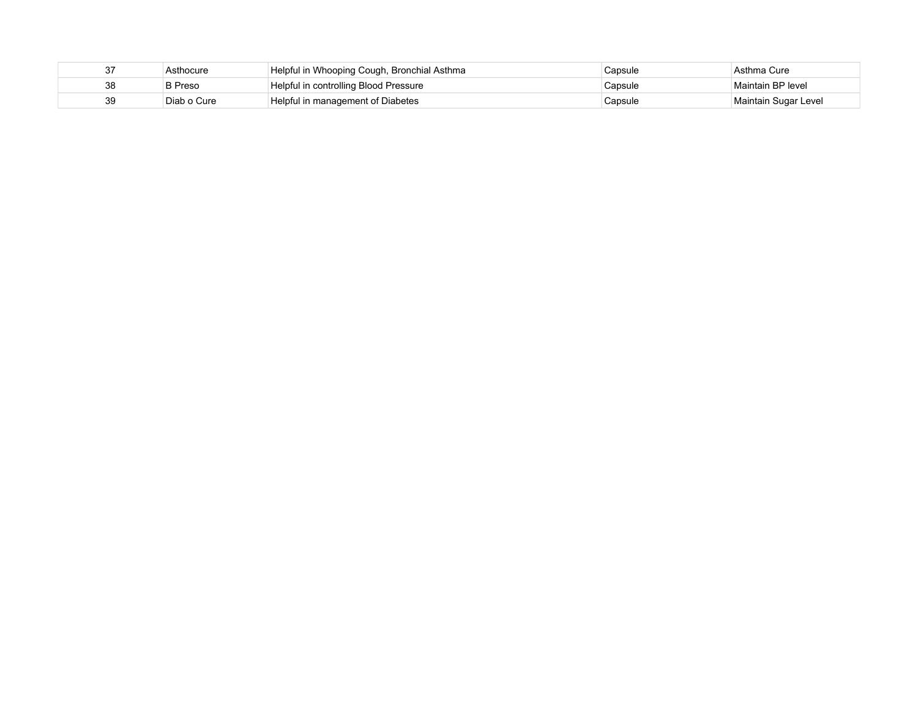| | | | | |
|---|---|---|---|---|
| 37 | Asthocure | Helpful in Whooping Cough, Bronchial Asthma | Capsule | Asthma Cure |
| 38 | B Preso | Helpful in controlling Blood Pressure | Capsule | Maintain BP level |
| 39 | Diab o Cure | Helpful in management of Diabetes | Capsule | Maintain Sugar Level |